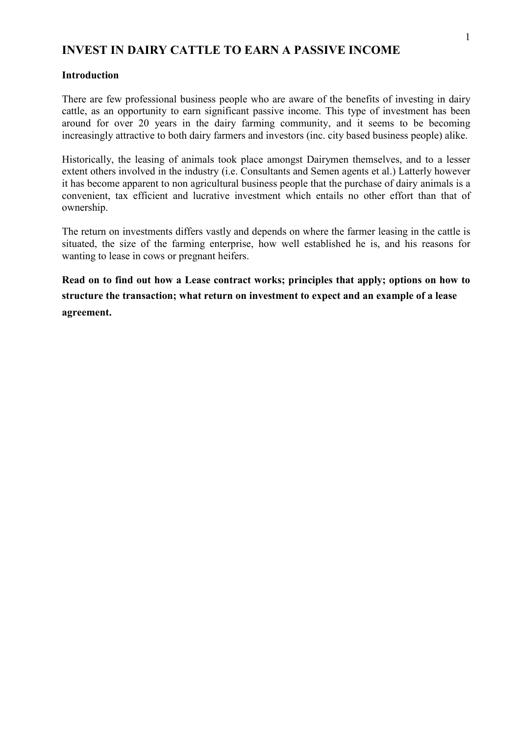# INVEST IN DAIRY CATTLE TO EARN A PASSIVE INCOME

**Introduction**

There are few professional business people who are aware of the benefits of investing in dairy cattle, as an opportunity to earn significant passive income. This type of investment has been around for over 20 years in the dairy farming community, and it seems to be becoming increasingly attractive to both dairy farmers and investors (inc. city based business people) alike.

Historically, the leasing of animals took place amongst Dairymen themselves, and to a lesser extent others involved in the industry (i.e. Consultants and Semen agents et al.) Latterly however it has become apparent to non agricultural business people that the purchase of dairy animals is a convenient, tax efficient and lucrative investment which entails no other effort than that of ownership.

The return on investments differs vastly and depends on where the farmer leasing in the cattle is situated, the size of the farming enterprise, how well established he is, and his reasons for wanting to lease in cows or pregnant heifers.

**Read on to find out how a Lease contract works; principles that apply; options on how to structure the transaction; what return on investment to expect and an example of a lease agreement.**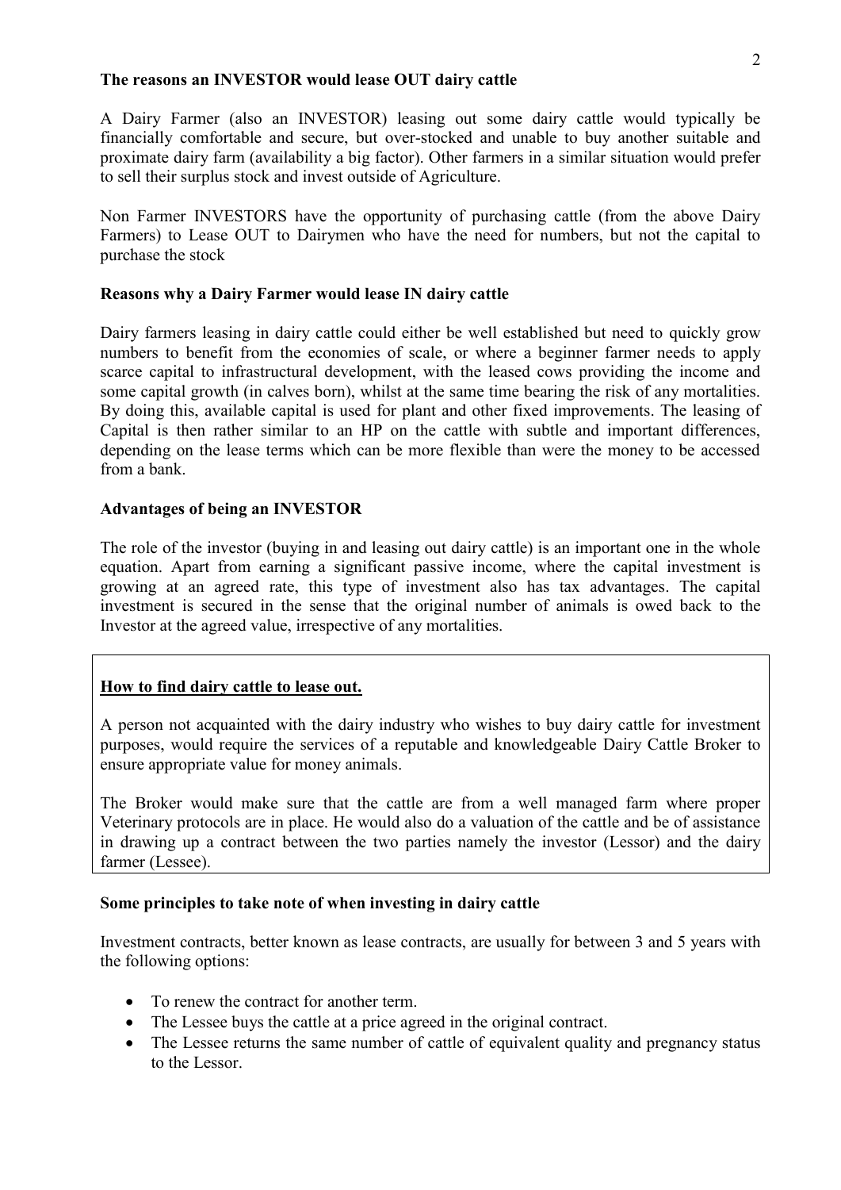**The reasons an INVESTOR would lease OUT dairy cattle**

A Dairy Farmer (also an INVESTOR) leasing out some dairy cattle would typically be financially comfortable and secure, but over-stocked and unable to buy another suitable and proximate dairy farm (availability a big factor). Other farmers in a similar situation would prefer to sell their surplus stock and invest outside of Agriculture.

Non Farmer INVESTORS have the opportunity of purchasing cattle (from the above Dairy Farmers) to Lease OUT to Dairymen who have the need for numbers, but not the capital to purchase the stock

**Reasons why a Dairy Farmer would lease IN dairy cattle**

Dairy farmers leasing in dairy cattle could either be well established but need to quickly grow numbers to benefit from the economies of scale, or where a beginner farmer needs to apply scarce capital to infrastructural development, with the leased cows providing the income and some capital growth (in calves born), whilst at the same time bearing the risk of any mortalities. By doing this, available capital is used for plant and other fixed improvements. The leasing of Capital is then rather similar to an HP on the cattle with subtle and important differences, depending on the lease terms which can be more flexible than were the money to be accessed from a bank.

**Advantages of being an INVESTOR**

The role of the investor (buying in and leasing out dairy cattle) is an important one in the whole equation. Apart from earning a significant passive income, where the capital investment is growing at an agreed rate, this type of investment also has tax advantages. The capital investment is secured in the sense that the original number of animals is owed back to the Investor at the agreed value, irrespective of any mortalities.

**How to find dairy cattle to lease out.**

A person not acquainted with the dairy industry who wishes to buy dairy cattle for investment purposes, would require the services of a reputable and knowledgeable Dairy Cattle Broker to ensure appropriate value for money animals.

The Broker would make sure that the cattle are from a well managed farm where proper Veterinary protocols are in place. He would also do a valuation of the cattle and be of assistance in drawing up a contract between the two parties namely the investor (Lessor) and the dairy farmer (Lessee).

**Some principles to take note of when investing in dairy cattle**

Investment contracts, better known as lease contracts, are usually for between 3 and 5 years with the following options:

- To renew the contract for another term.
- The Lessee buys the cattle at a price agreed in the original contract.
- The Lessee returns the same number of cattle of equivalent quality and pregnancy status to the Lessor.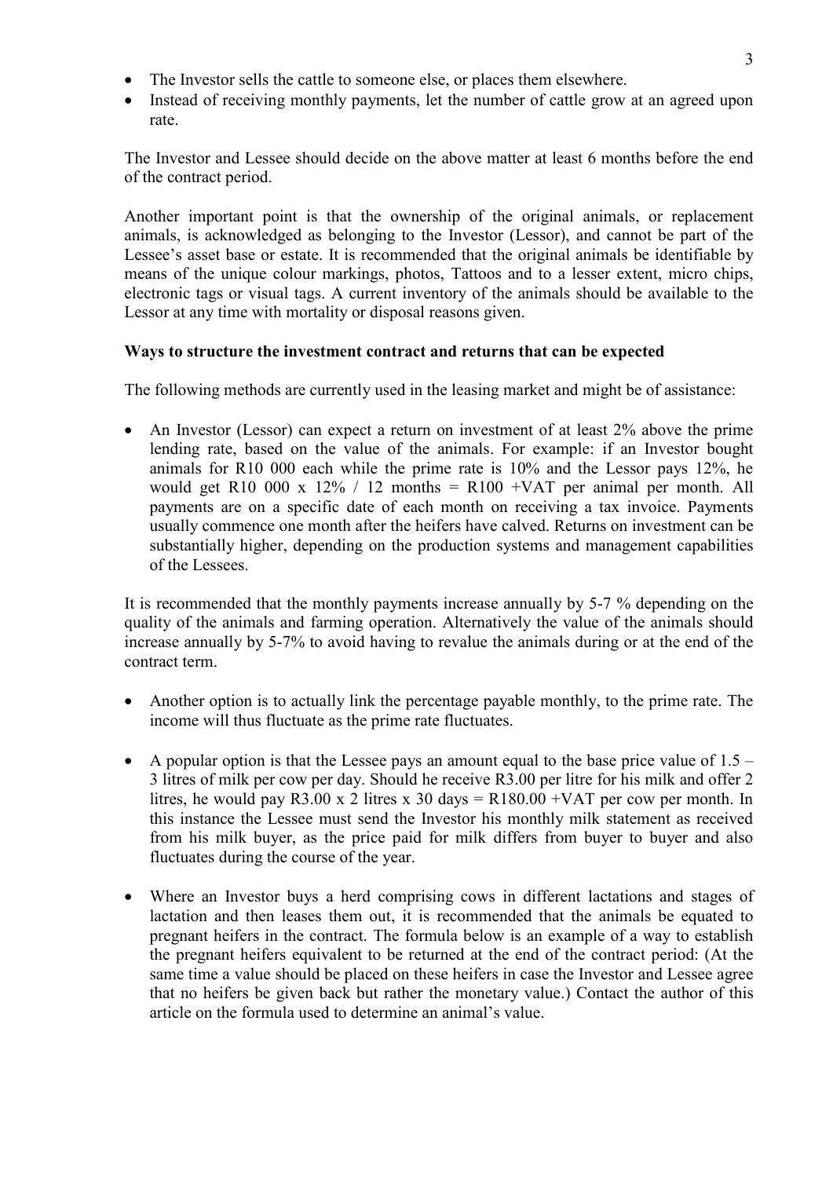- The Investor sells the cattle to someone else, or places them elsewhere.
- Instead of receiving monthly payments, let the number of cattle grow at an agreed upon rate.

The Investor and Lessee should decide on the above matter at least 6 months before the end of the contract period.

Another important point is that the ownership of the original animals, or replacement animals, is acknowledged as belonging to the Investor (Lessor), and cannot be part of the Lessee's asset base or estate. It is recommended that the original animals be identifiable by means of the unique colour markings, photos, Tattoos and to a lesser extent, micro chips, electronic tags or visual tags. A current inventory of the animals should be available to the Lessor at any time with mortality or disposal reasons given.

**Ways to structure the investment contract and returns that can be expected**

The following methods are currently used in the leasing market and might be of assistance:

- An Investor (Lessor) can expect a return on investment of at least 2% above the prime lending rate, based on the value of the animals. For example: if an Investor bought animals for R10 000 each while the prime rate is 10% and the Lessor pays 12%, he would get R10 000 x 12% / 12 months = R100 +VAT per animal per month. All payments are on a specific date of each month on receiving a tax invoice. Payments usually commence one month after the heifers have calved. Returns on investment can be substantially higher, depending on the production systems and management capabilities of the Lessees.

It is recommended that the monthly payments increase annually by 5-7 % depending on the quality of the animals and farming operation. Alternatively the value of the animals should increase annually by 5-7% to avoid having to revalue the animals during or at the end of the contract term.

- Another option is to actually link the percentage payable monthly, to the prime rate. The income will thus fluctuate as the prime rate fluctuates.

- A popular option is that the Lessee pays an amount equal to the base price value of 1.5 – 3 litres of milk per cow per day. Should he receive R3.00 per litre for his milk and offer 2 litres, he would pay R3.00 x 2 litres x 30 days = R180.00 +VAT per cow per month. In this instance the Lessee must send the Investor his monthly milk statement as received from his milk buyer, as the price paid for milk differs from buyer to buyer and also fluctuates during the course of the year.

- Where an Investor buys a herd comprising cows in different lactations and stages of lactation and then leases them out, it is recommended that the animals be equated to pregnant heifers in the contract. The formula below is an example of a way to establish the pregnant heifers equivalent to be returned at the end of the contract period: (At the same time a value should be placed on these heifers in case the Investor and Lessee agree that no heifers be given back but rather the monetary value.) Contact the author of this article on the formula used to determine an animal's value.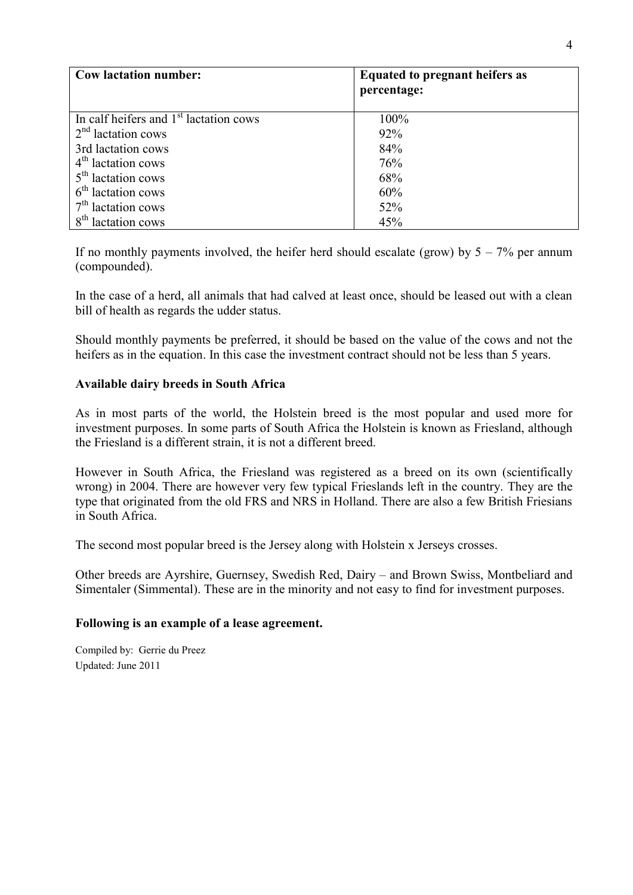| **Cow lactation number:** | **Equated to pregnant heifers as percentage:** |
| --- | --- |
| In calf heifers and 1st lactation cows | 100% |
| 2nd lactation cows | 92% |
| 3rd lactation cows | 84% |
| 4th lactation cows | 76% |
| 5th lactation cows | 68% |
| 6th lactation cows | 60% |
| 7th lactation cows | 52% |
| 8th lactation cows | 45% |

If no monthly payments involved, the heifer herd should escalate (grow) by 5 – 7% per annum (compounded).

In the case of a herd, all animals that had calved at least once, should be leased out with a clean bill of health as regards the udder status.

Should monthly payments be preferred, it should be based on the value of the cows and not the heifers as in the equation. In this case the investment contract should not be less than 5 years.

**Available dairy breeds in South Africa**

As in most parts of the world, the Holstein breed is the most popular and used more for investment purposes. In some parts of South Africa the Holstein is known as Friesland, although the Friesland is a different strain, it is not a different breed.

However in South Africa, the Friesland was registered as a breed on its own (scientifically wrong) in 2004. There are however very few typical Frieslands left in the country. They are the type that originated from the old FRS and NRS in Holland. There are also a few British Friesians in South Africa.

The second most popular breed is the Jersey along with Holstein x Jerseys crosses.

Other breeds are Ayrshire, Guernsey, Swedish Red, Dairy – and Brown Swiss, Montbeliard and Simentaler (Simmental). These are in the minority and not easy to find for investment purposes.

**Following is an example of a lease agreement.**

Compiled by: Gerrie du Preez
Updated: June 2011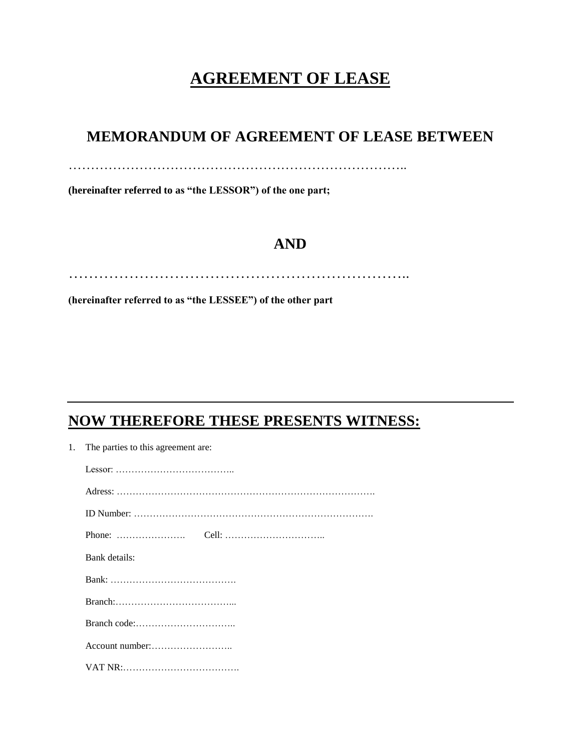# AGREEMENT OF LEASE

## MEMORANDUM OF AGREEMENT OF LEASE BETWEEN

…………………………………………………………………….

**(hereinafter referred to as "the LESSOR") of the one part;**

**AND**

……………………………………………………………….

**(hereinafter referred to as "the LESSEE") of the other part**

---

## NOW THEREFORE THESE PRESENTS WITNESS:

1. The parties to this agreement are:

   Lessor: ………………………………..

   Adress: ……………………………………………………………………….

   ID Number: ………………………………………………………………….

   Phone: …………………. Cell: …………………………..

   Bank details:

   Bank: ………………………………….

   Branch:………………………………...

   Branch code:…………………………..

   Account number:……………………..

   VAT NR:……………………………….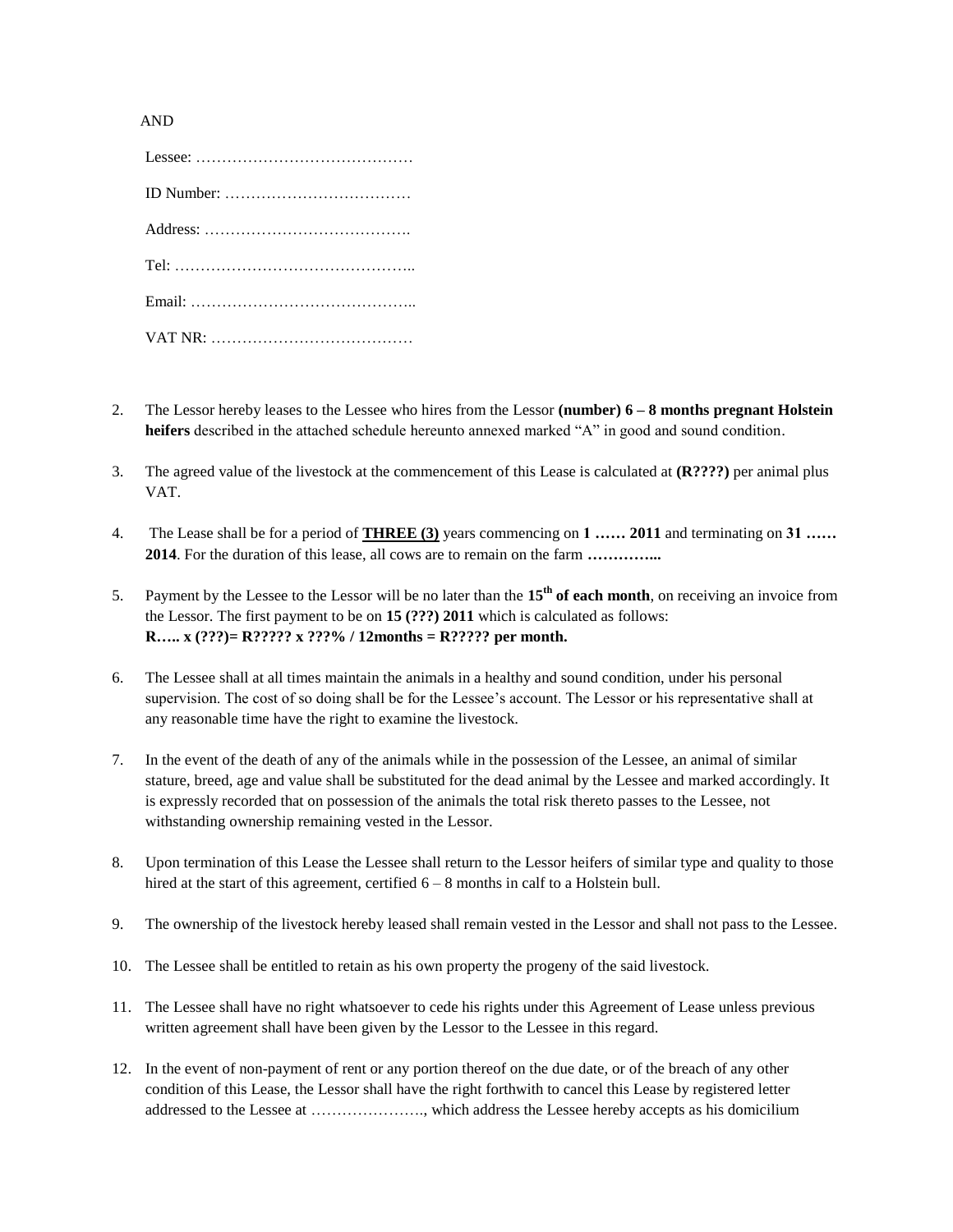AND

Lessee: ……………………………………

ID Number: ………………………………

Address: ………………………………….

Tel: ………………………………………..

Email: ……………………………………..

VAT NR: …………………………………

2. The Lessor hereby leases to the Lessee who hires from the Lessor **(number) 6 – 8 months pregnant Holstein heifers** described in the attached schedule hereunto annexed marked "A" in good and sound condition.

3. The agreed value of the livestock at the commencement of this Lease is calculated at **(R????)** per animal plus VAT.

4. The Lease shall be for a period of **<u>THREE (3)</u>** years commencing on **1 …… 2011** and terminating on **31 …… 2014**. For the duration of this lease, all cows are to remain on the farm **…………...**

5. Payment by the Lessee to the Lessor will be no later than the **15th of each month**, on receiving an invoice from the Lessor. The first payment to be on **15 (???) 2011** which is calculated as follows:
**R….. x (???)= R????? x ???% / 12months = R????? per month.**

6. The Lessee shall at all times maintain the animals in a healthy and sound condition, under his personal supervision. The cost of so doing shall be for the Lessee's account. The Lessor or his representative shall at any reasonable time have the right to examine the livestock.

7. In the event of the death of any of the animals while in the possession of the Lessee, an animal of similar stature, breed, age and value shall be substituted for the dead animal by the Lessee and marked accordingly. It is expressly recorded that on possession of the animals the total risk thereto passes to the Lessee, not withstanding ownership remaining vested in the Lessor.

8. Upon termination of this Lease the Lessee shall return to the Lessor heifers of similar type and quality to those hired at the start of this agreement, certified 6 – 8 months in calf to a Holstein bull.

9. The ownership of the livestock hereby leased shall remain vested in the Lessor and shall not pass to the Lessee.

10. The Lessee shall be entitled to retain as his own property the progeny of the said livestock.

11. The Lessee shall have no right whatsoever to cede his rights under this Agreement of Lease unless previous written agreement shall have been given by the Lessor to the Lessee in this regard.

12. In the event of non-payment of rent or any portion thereof on the due date, or of the breach of any other condition of this Lease, the Lessor shall have the right forthwith to cancel this Lease by registered letter addressed to the Lessee at …………………., which address the Lessee hereby accepts as his domicilium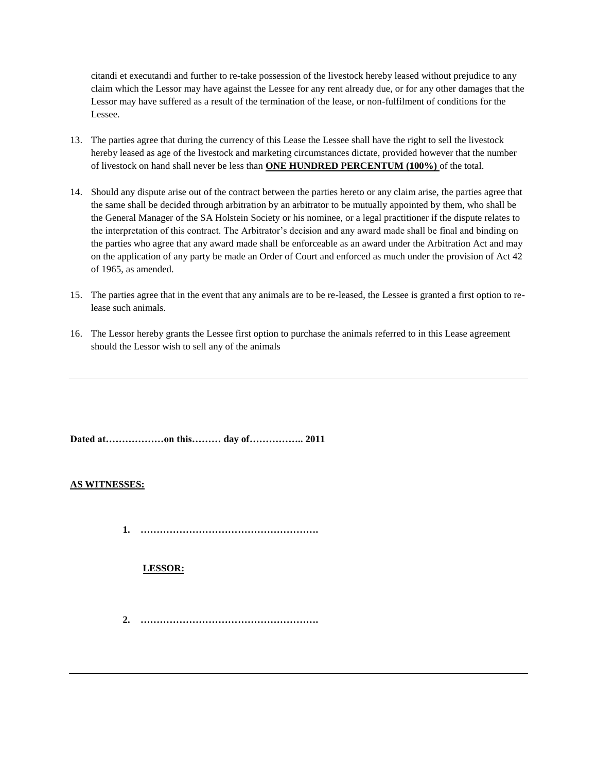citandi et executandi and further to re-take possession of the livestock hereby leased without prejudice to any claim which the Lessor may have against the Lessee for any rent already due, or for any other damages that the Lessor may have suffered as a result of the termination of the lease, or non-fulfilment of conditions for the Lessee.

13. The parties agree that during the currency of this Lease the Lessee shall have the right to sell the livestock hereby leased as age of the livestock and marketing circumstances dictate, provided however that the number of livestock on hand shall never be less than **ONE HUNDRED PERCENTUM (100%)** of the total.

14. Should any dispute arise out of the contract between the parties hereto or any claim arise, the parties agree that the same shall be decided through arbitration by an arbitrator to be mutually appointed by them, who shall be the General Manager of the SA Holstein Society or his nominee, or a legal practitioner if the dispute relates to the interpretation of this contract. The Arbitrator's decision and any award made shall be final and binding on the parties who agree that any award made shall be enforceable as an award under the Arbitration Act and may on the application of any party be made an Order of Court and enforced as much under the provision of Act 42 of 1965, as amended.

15. The parties agree that in the event that any animals are to be re-leased, the Lessee is granted a first option to re-lease such animals.

16. The Lessor hereby grants the Lessee first option to purchase the animals referred to in this Lease agreement should the Lessor wish to sell any of the animals

---

**Dated at………………on this……… day of…………….. 2011**

**AS WITNESSES:**

**1. ……………………………………………….**

**LESSOR:**

**2. ……………………………………………….**

---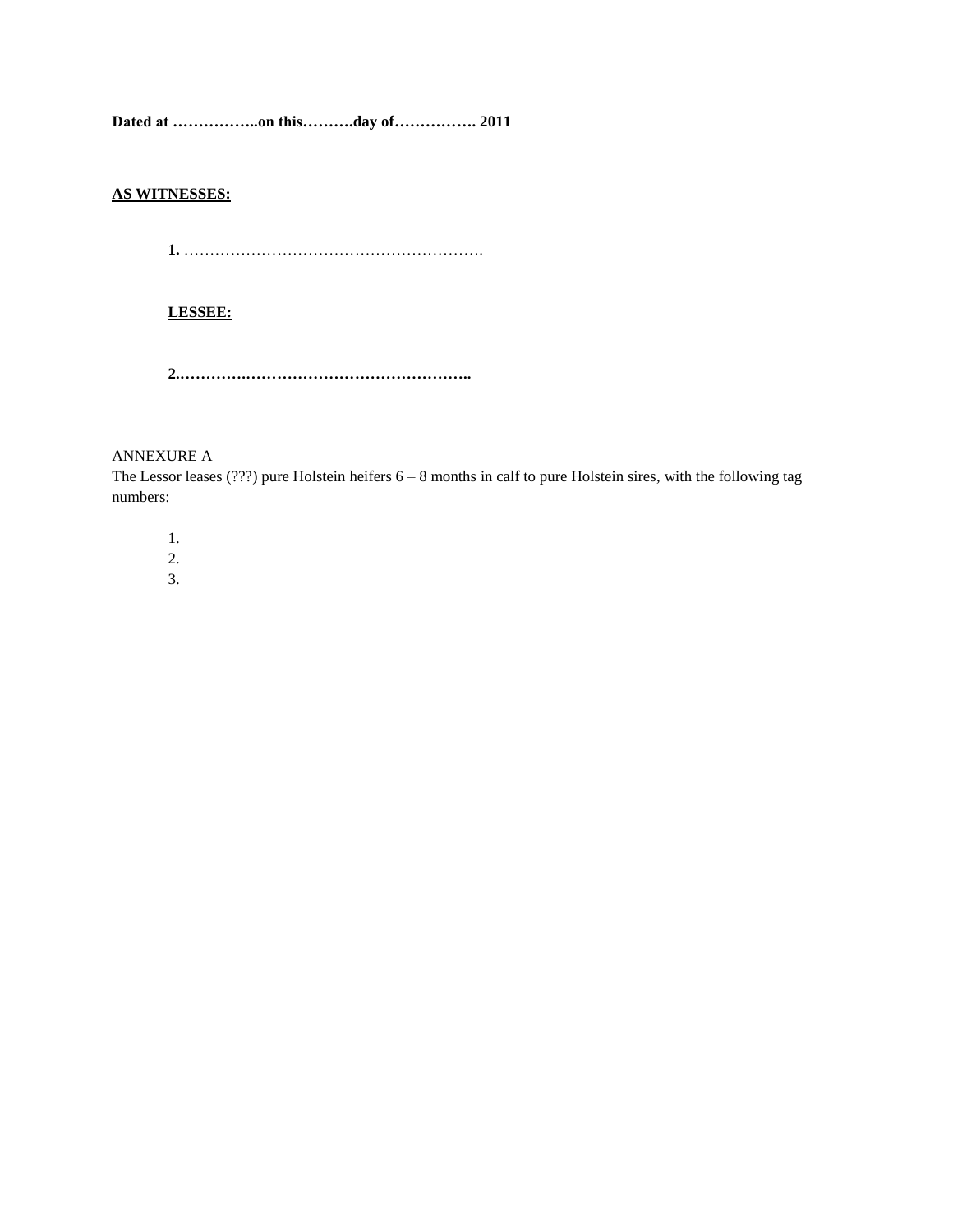**Dated at ……………..on this……….day of……………. 2011**

**AS WITNESSES:**

**1.** ………………………………………………….

**LESSEE:**

**2.…………..……………………………………..**

ANNEXURE A
The Lessor leases (???) pure Holstein heifers 6 – 8 months in calf to pure Holstein sires, with the following tag numbers:

1.
2.
3.